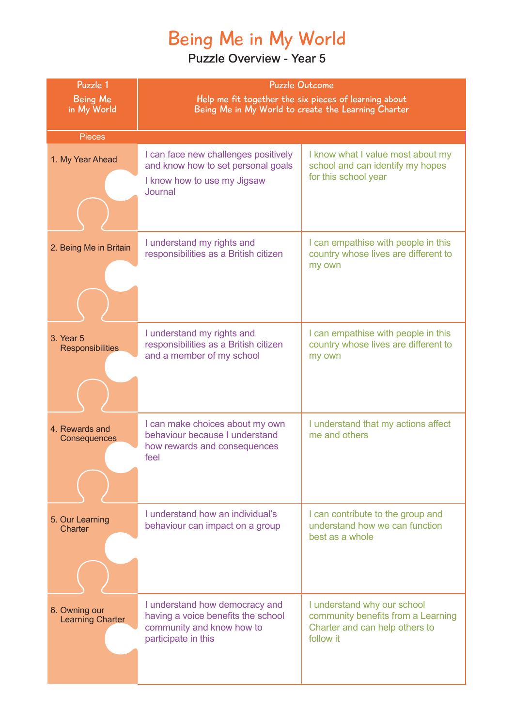# Being Me in My World

## Puzzle Overview - Year 5

| Puzzle 1<br>Being Me in My World | Puzzle Outcome<br>Help me fit together the six pieces of learning about Being Me in My World to create the Learning Charter | |
|---|---|---|
| **Pieces** | | |
| 1. My Year Ahead | I can face new challenges positively and know how to set personal goals<br>I know how to use my Jigsaw Journal | I know what I value most about my school and can identify my hopes for this school year |
| 2. Being Me in Britain | I understand my rights and responsibilities as a British citizen | I can empathise with people in this country whose lives are different to my own |
| 3. Year 5 Responsibilities | I understand my rights and responsibilities as a British citizen and a member of my school | I can empathise with people in this country whose lives are different to my own |
| 4. Rewards and Consequences | I can make choices about my own behaviour because I understand how rewards and consequences feel | I understand that my actions affect me and others |
| 5. Our Learning Charter | I understand how an individual's behaviour can impact on a group | I can contribute to the group and understand how we can function best as a whole |
| 6. Owning our Learning Charter | I understand how democracy and having a voice benefits the school community and know how to participate in this | I understand why our school community benefits from a Learning Charter and can help others to follow it |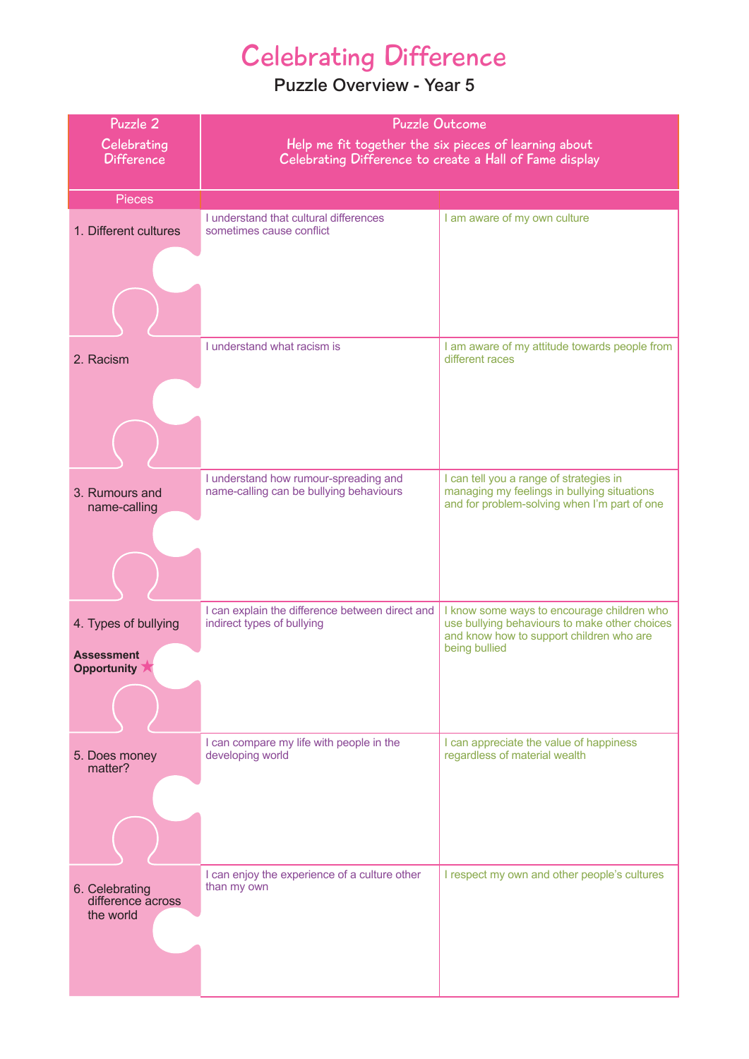# Celebrating Difference

## Puzzle Overview - Year 5

| Puzzle 2 Celebrating Difference | Puzzle Outcome Help me fit together the six pieces of learning about Celebrating Difference to create a Hall of Fame display | |
|---|---|---|
| **Pieces** | | |
| 1. Different cultures | I understand that cultural differences sometimes cause conflict | I am aware of my own culture |
| 2. Racism | I understand what racism is | I am aware of my attitude towards people from different races |
| 3. Rumours and name-calling | I understand how rumour-spreading and name-calling can be bullying behaviours | I can tell you a range of strategies in managing my feelings in bullying situations and for problem-solving when I'm part of one |
| 4. Types of bullying **Assessment Opportunity** ★ | I can explain the difference between direct and indirect types of bullying | I know some ways to encourage children who use bullying behaviours to make other choices and know how to support children who are being bullied |
| 5. Does money matter? | I can compare my life with people in the developing world | I can appreciate the value of happiness regardless of material wealth |
| 6. Celebrating difference across the world | I can enjoy the experience of a culture other than my own | I respect my own and other people's cultures |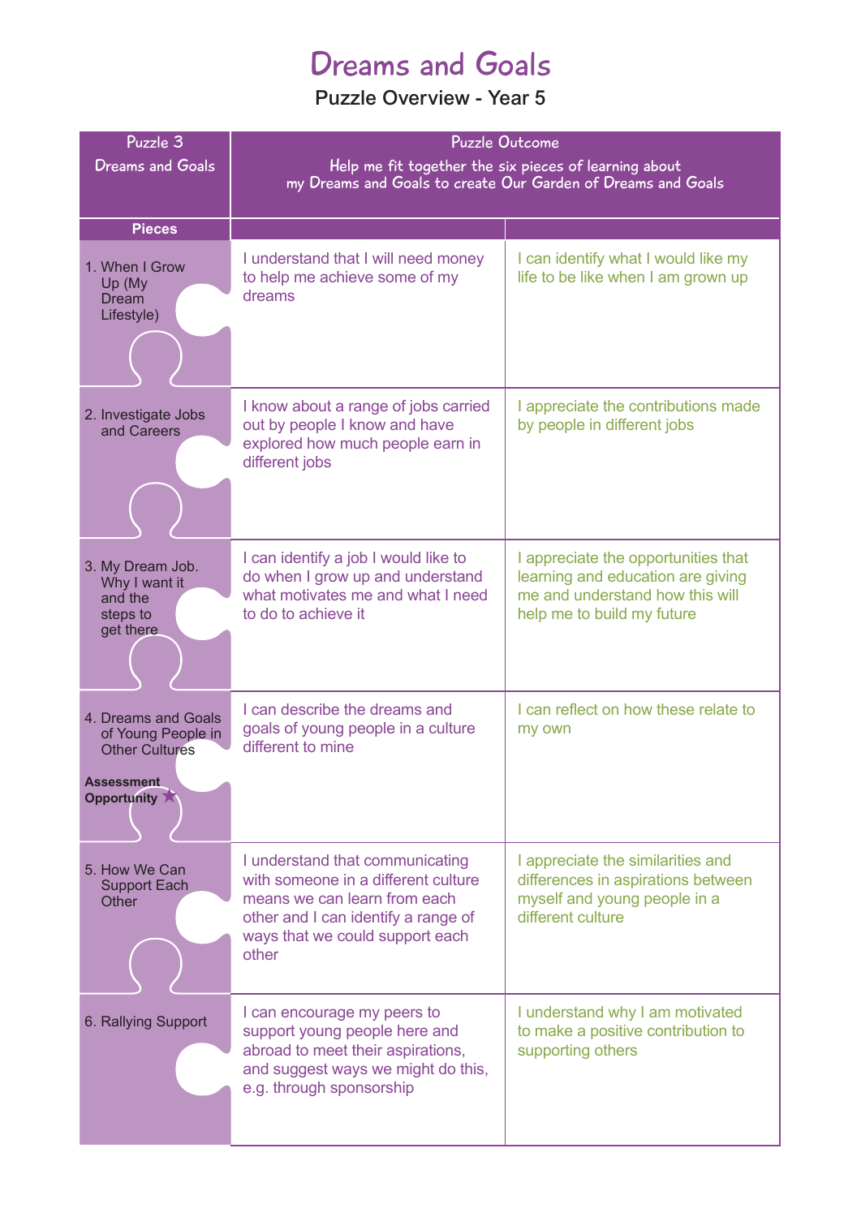# Dreams and Goals

## Puzzle Overview - Year 5

| Puzzle 3<br>Dreams and Goals | Puzzle Outcome<br>Help me fit together the six pieces of learning about my Dreams and Goals to create Our Garden of Dreams and Goals | |
|---|---|---|
| **Pieces** | | |
| 1. When I Grow Up (My Dream Lifestyle) | I understand that I will need money to help me achieve some of my dreams | I can identify what I would like my life to be like when I am grown up |
| 2. Investigate Jobs and Careers | I know about a range of jobs carried out by people I know and have explored how much people earn in different jobs | I appreciate the contributions made by people in different jobs |
| 3. My Dream Job. Why I want it and the steps to get there | I can identify a job I would like to do when I grow up and understand what motivates me and what I need to do to achieve it | I appreciate the opportunities that learning and education are giving me and understand how this will help me to build my future |
| 4. Dreams and Goals of Young People in Other Cultures<br>**Assessment Opportunity** ★ | I can describe the dreams and goals of young people in a culture different to mine | I can reflect on how these relate to my own |
| 5. How We Can Support Each Other | I understand that communicating with someone in a different culture means we can learn from each other and I can identify a range of ways that we could support each other | I appreciate the similarities and differences in aspirations between myself and young people in a different culture |
| 6. Rallying Support | I can encourage my peers to support young people here and abroad to meet their aspirations, and suggest ways we might do this, e.g. through sponsorship | I understand why I am motivated to make a positive contribution to supporting others |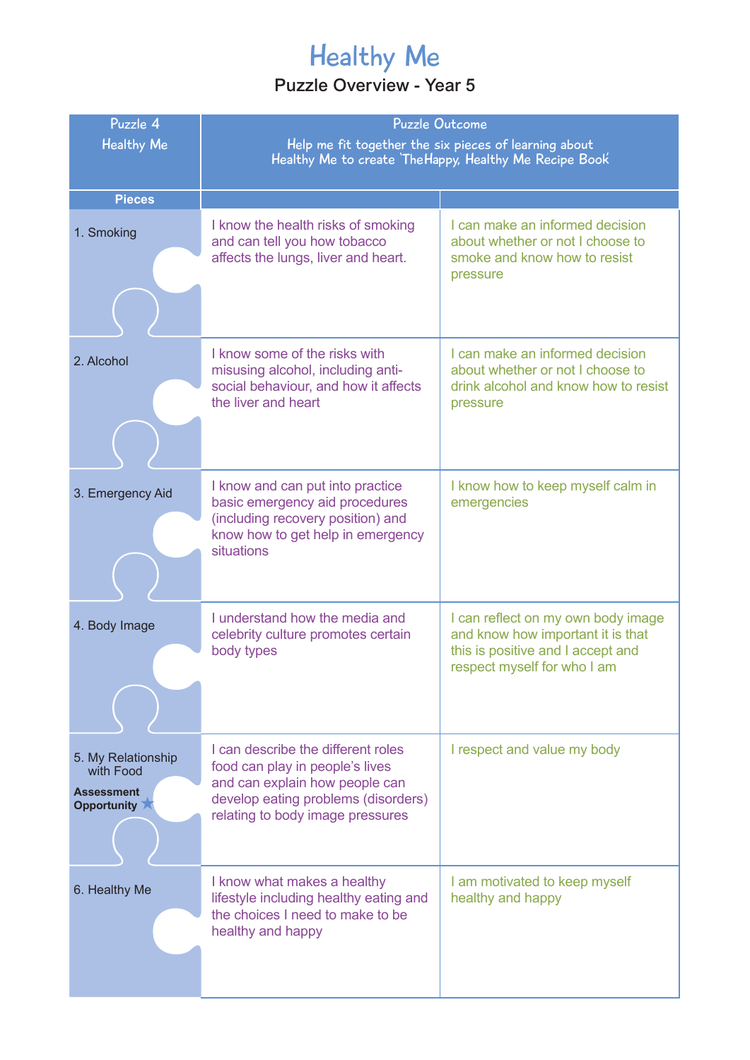# Healthy Me

## Puzzle Overview - Year 5

| Puzzle 4 Healthy Me | Puzzle Outcome Help me fit together the six pieces of learning about Healthy Me to create 'The Happy, Healthy Me Recipe Book' | |
|---|---|---|
| **Pieces** | | |
| 1. Smoking | I know the health risks of smoking and can tell you how tobacco affects the lungs, liver and heart. | I can make an informed decision about whether or not I choose to smoke and know how to resist pressure |
| 2. Alcohol | I know some of the risks with misusing alcohol, including anti-social behaviour, and how it affects the liver and heart | I can make an informed decision about whether or not I choose to drink alcohol and know how to resist pressure |
| 3. Emergency Aid | I know and can put into practice basic emergency aid procedures (including recovery position) and know how to get help in emergency situations | I know how to keep myself calm in emergencies |
| 4. Body Image | I understand how the media and celebrity culture promotes certain body types | I can reflect on my own body image and know how important it is that this is positive and I accept and respect myself for who I am |
| 5. My Relationship with Food **Assessment Opportunity** ★ | I can describe the different roles food can play in people's lives and can explain how people can develop eating problems (disorders) relating to body image pressures | I respect and value my body |
| 6. Healthy Me | I know what makes a healthy lifestyle including healthy eating and the choices I need to make to be healthy and happy | I am motivated to keep myself healthy and happy |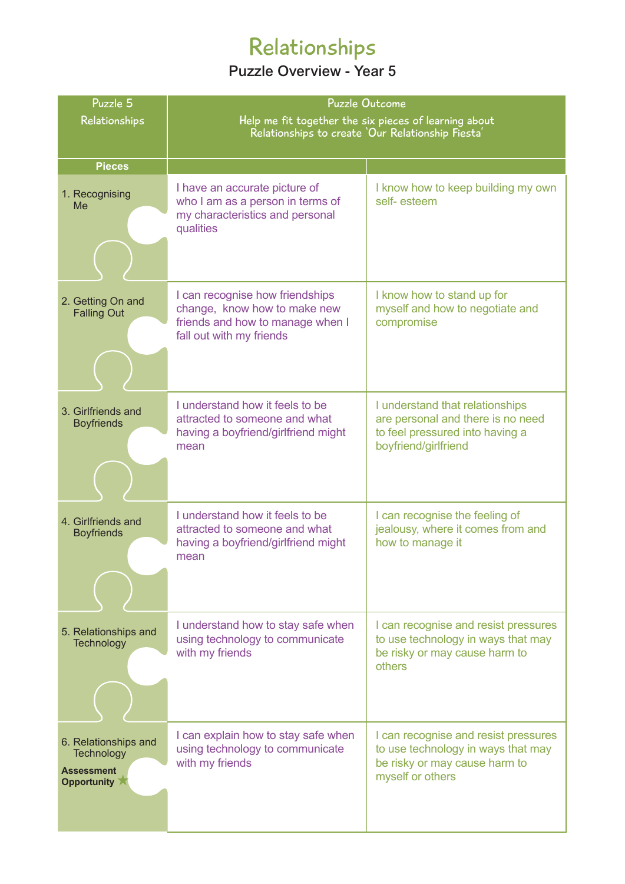# Relationships

## Puzzle Overview - Year 5

| Puzzle 5 Relationships | Puzzle Outcome Help me fit together the six pieces of learning about Relationships to create 'Our Relationship Fiesta' | |
|---|---|---|
| **Pieces** | | |
| 1. Recognising Me | I have an accurate picture of who I am as a person in terms of my characteristics and personal qualities | I know how to keep building my own self- esteem |
| 2. Getting On and Falling Out | I can recognise how friendships change, know how to make new friends and how to manage when I fall out with my friends | I know how to stand up for myself and how to negotiate and compromise |
| 3. Girlfriends and Boyfriends | I understand how it feels to be attracted to someone and what having a boyfriend/girlfriend might mean | I understand that relationships are personal and there is no need to feel pressured into having a boyfriend/girlfriend |
| 4. Girlfriends and Boyfriends | I understand how it feels to be attracted to someone and what having a boyfriend/girlfriend might mean | I can recognise the feeling of jealousy, where it comes from and how to manage it |
| 5. Relationships and Technology | I understand how to stay safe when using technology to communicate with my friends | I can recognise and resist pressures to use technology in ways that may be risky or may cause harm to others |
| 6. Relationships and Technology **Assessment Opportunity** ★ | I can explain how to stay safe when using technology to communicate with my friends | I can recognise and resist pressures to use technology in ways that may be risky or may cause harm to myself or others |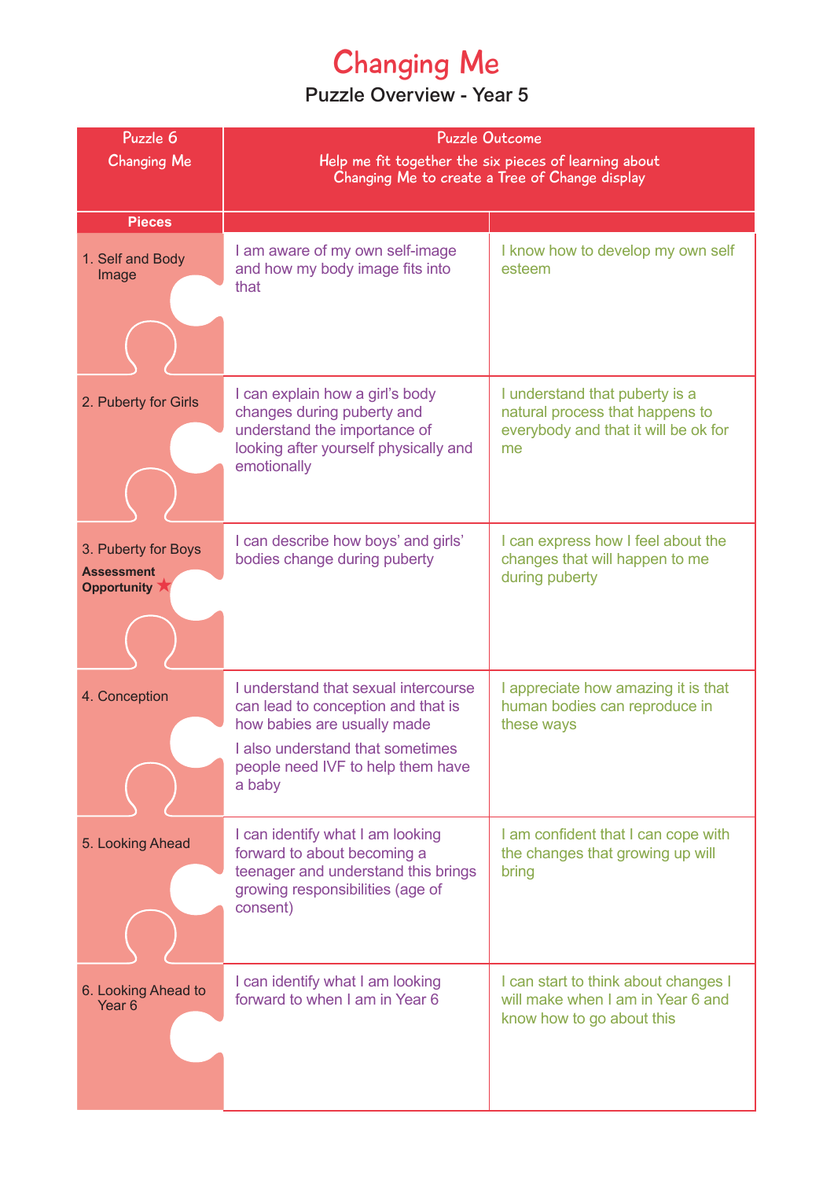# Changing Me

## Puzzle Overview - Year 5

| Puzzle 6 Changing Me | Puzzle Outcome Help me fit together the six pieces of learning about Changing Me to create a Tree of Change display | |
|---|---|---|
| **Pieces** | | |
| 1. Self and Body Image | I am aware of my own self-image and how my body image fits into that | I know how to develop my own self esteem |
| 2. Puberty for Girls | I can explain how a girl's body changes during puberty and understand the importance of looking after yourself physically and emotionally | I understand that puberty is a natural process that happens to everybody and that it will be ok for me |
| 3. Puberty for Boys **Assessment Opportunity** ★ | I can describe how boys' and girls' bodies change during puberty | I can express how I feel about the changes that will happen to me during puberty |
| 4. Conception | I understand that sexual intercourse can lead to conception and that is how babies are usually made<br>I also understand that sometimes people need IVF to help them have a baby | I appreciate how amazing it is that human bodies can reproduce in these ways |
| 5. Looking Ahead | I can identify what I am looking forward to about becoming a teenager and understand this brings growing responsibilities (age of consent) | I am confident that I can cope with the changes that growing up will bring |
| 6. Looking Ahead to Year 6 | I can identify what I am looking forward to when I am in Year 6 | I can start to think about changes I will make when I am in Year 6 and know how to go about this |